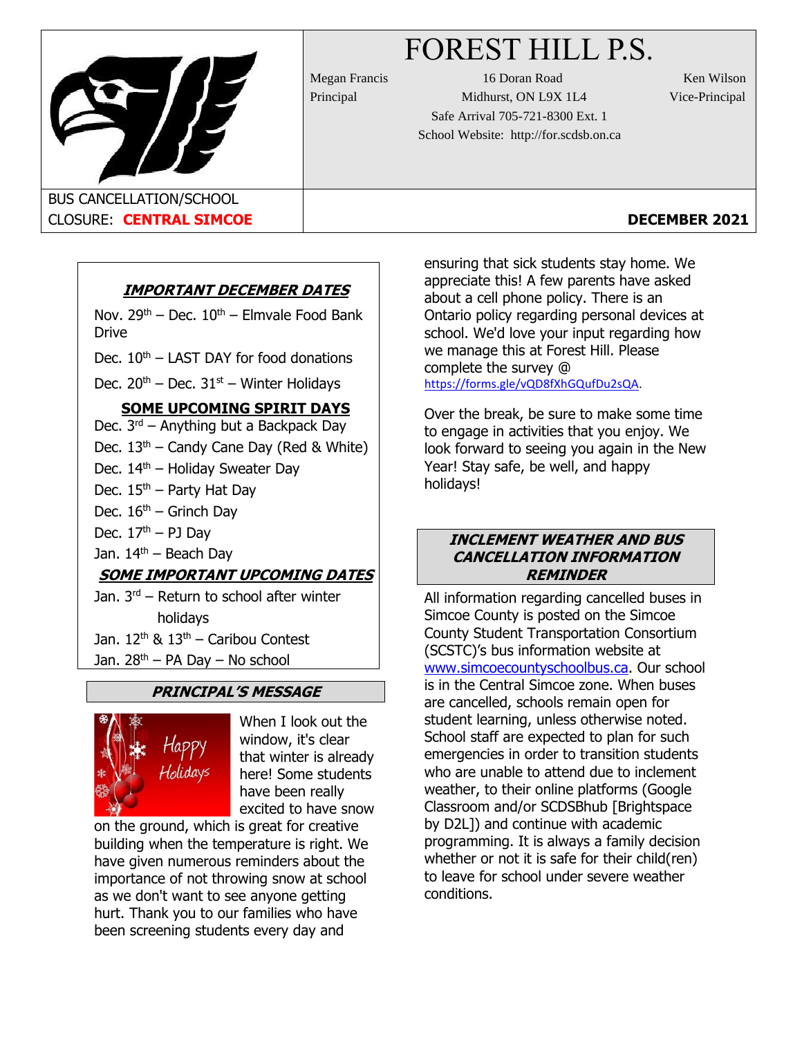# FOREST HILL P.S.

Megan Francis
Principal

16 Doran Road
Midhurst, ON L9X 1L4
Safe Arrival 705-721-8300 Ext. 1
School Website: http://for.scdsb.on.ca

Ken Wilson
Vice-Principal

BUS CANCELLATION/SCHOOL CLOSURE: **CENTRAL SIMCOE**

**DECEMBER 2021**

## *IMPORTANT DECEMBER DATES*

Nov. 29th – Dec. 10th – Elmvale Food Bank Drive

Dec. 10th – LAST DAY for food donations

Dec. 20th – Dec. 31st – Winter Holidays

## SOME UPCOMING SPIRIT DAYS

Dec. 3rd – Anything but a Backpack Day
Dec. 13th – Candy Cane Day (Red & White)
Dec. 14th – Holiday Sweater Day
Dec. 15th – Party Hat Day
Dec. 16th – Grinch Day
Dec. 17th – PJ Day
Jan. 14th – Beach Day

## *SOME IMPORTANT UPCOMING DATES*

Jan. 3rd – Return to school after winter holidays
Jan. 12th & 13th – Caribou Contest
Jan. 28th – PA Day – No school

## *PRINCIPAL'S MESSAGE*

When I look out the window, it's clear that winter is already here! Some students have been really excited to have snow on the ground, which is great for creative building when the temperature is right. We have given numerous reminders about the importance of not throwing snow at school as we don't want to see anyone getting hurt. Thank you to our families who have been screening students every day and ensuring that sick students stay home. We appreciate this! A few parents have asked about a cell phone policy. There is an Ontario policy regarding personal devices at school. We'd love your input regarding how we manage this at Forest Hill. Please complete the survey @ https://forms.gle/vQD8fXhGQufDu2sQA.

Over the break, be sure to make some time to engage in activities that you enjoy. We look forward to seeing you again in the New Year! Stay safe, be well, and happy holidays!

## *INCLEMENT WEATHER AND BUS CANCELLATION INFORMATION REMINDER*

All information regarding cancelled buses in Simcoe County is posted on the Simcoe County Student Transportation Consortium (SCSTC)'s bus information website at www.simcoecountyschoolbus.ca. Our school is in the Central Simcoe zone. When buses are cancelled, schools remain open for student learning, unless otherwise noted. School staff are expected to plan for such emergencies in order to transition students who are unable to attend due to inclement weather, to their online platforms (Google Classroom and/or SCDSBhub [Brightspace by D2L]) and continue with academic programming. It is always a family decision whether or not it is safe for their child(ren) to leave for school under severe weather conditions.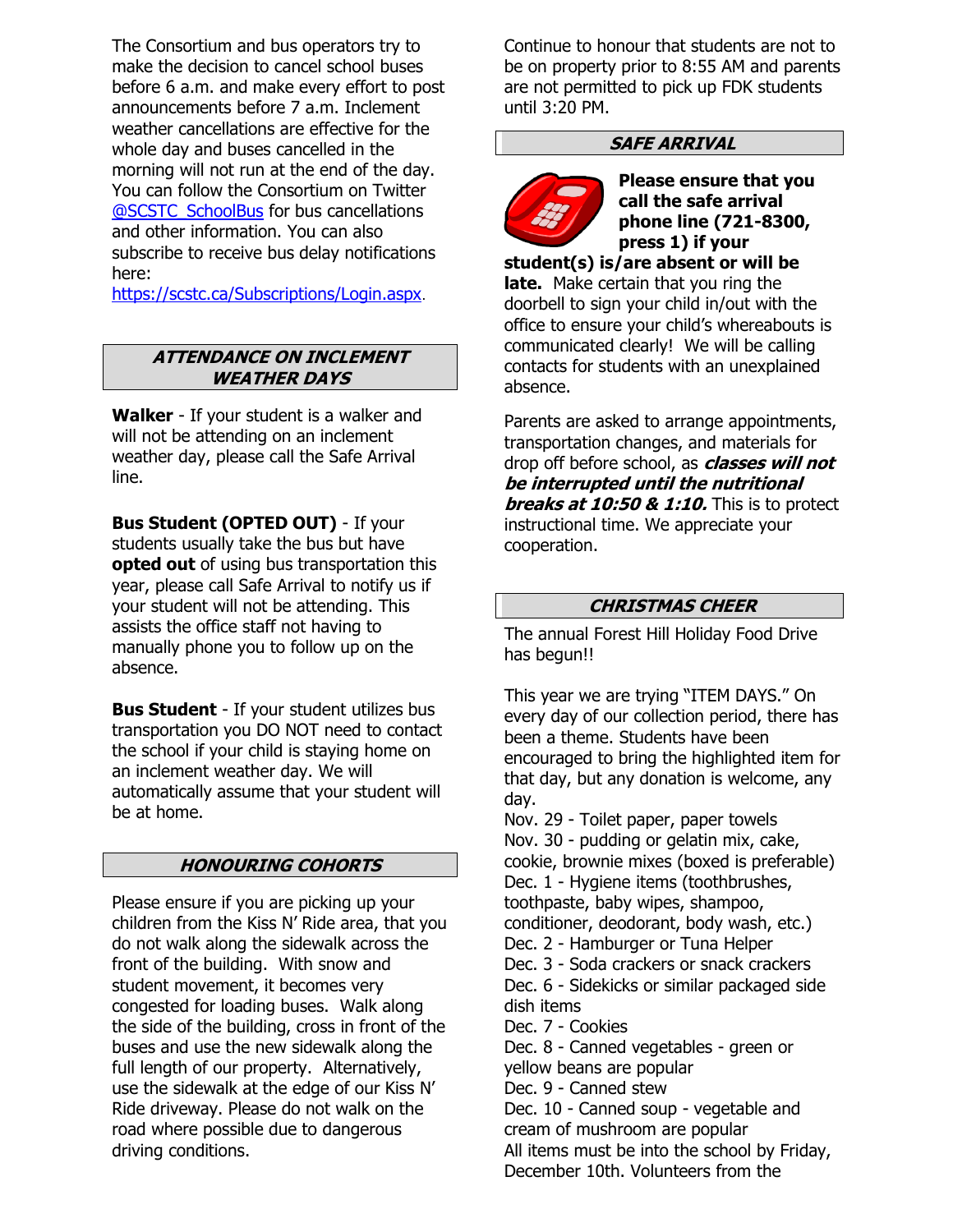The Consortium and bus operators try to make the decision to cancel school buses before 6 a.m. and make every effort to post announcements before 7 a.m. Inclement weather cancellations are effective for the whole day and buses cancelled in the morning will not run at the end of the day. You can follow the Consortium on Twitter [@SCSTC_SchoolBus](https://twitter.com/SCSTC_SchoolBus) for bus cancellations and other information. You can also subscribe to receive bus delay notifications here: [https://scstc.ca/Subscriptions/Login.aspx](https://scstc.ca/Subscriptions/Login.aspx).

## *ATTENDANCE ON INCLEMENT WEATHER DAYS*

**Walker** - If your student is a walker and will not be attending on an inclement weather day, please call the Safe Arrival line.

**Bus Student (OPTED OUT)** - If your students usually take the bus but have **opted out** of using bus transportation this year, please call Safe Arrival to notify us if your student will not be attending. This assists the office staff not having to manually phone you to follow up on the absence.

**Bus Student** - If your student utilizes bus transportation you DO NOT need to contact the school if your child is staying home on an inclement weather day. We will automatically assume that your student will be at home.

## *HONOURING COHORTS*

Please ensure if you are picking up your children from the Kiss N' Ride area, that you do not walk along the sidewalk across the front of the building. With snow and student movement, it becomes very congested for loading buses. Walk along the side of the building, cross in front of the buses and use the new sidewalk along the full length of our property. Alternatively, use the sidewalk at the edge of our Kiss N' Ride driveway. Please do not walk on the road where possible due to dangerous driving conditions.

Continue to honour that students are not to be on property prior to 8:55 AM and parents are not permitted to pick up FDK students until 3:20 PM.

## *SAFE ARRIVAL*

**Please ensure that you call the safe arrival phone line (721-8300, press 1) if your student(s) is/are absent or will be late.** Make certain that you ring the doorbell to sign your child in/out with the office to ensure your child's whereabouts is communicated clearly! We will be calling contacts for students with an unexplained absence.

Parents are asked to arrange appointments, transportation changes, and materials for drop off before school, as ***classes will not be interrupted until the nutritional breaks at 10:50 & 1:10.*** This is to protect instructional time. We appreciate your cooperation.

## *CHRISTMAS CHEER*

The annual Forest Hill Holiday Food Drive has begun!!

This year we are trying "ITEM DAYS." On every day of our collection period, there has been a theme. Students have been encouraged to bring the highlighted item for that day, but any donation is welcome, any day.

Nov. 29 - Toilet paper, paper towels
Nov. 30 - pudding or gelatin mix, cake, cookie, brownie mixes (boxed is preferable)
Dec. 1 - Hygiene items (toothbrushes, toothpaste, baby wipes, shampoo, conditioner, deodorant, body wash, etc.)
Dec. 2 - Hamburger or Tuna Helper
Dec. 3 - Soda crackers or snack crackers
Dec. 6 - Sidekicks or similar packaged side dish items
Dec. 7 - Cookies
Dec. 8 - Canned vegetables - green or yellow beans are popular
Dec. 9 - Canned stew
Dec. 10 - Canned soup - vegetable and cream of mushroom are popular
All items must be into the school by Friday, December 10th. Volunteers from the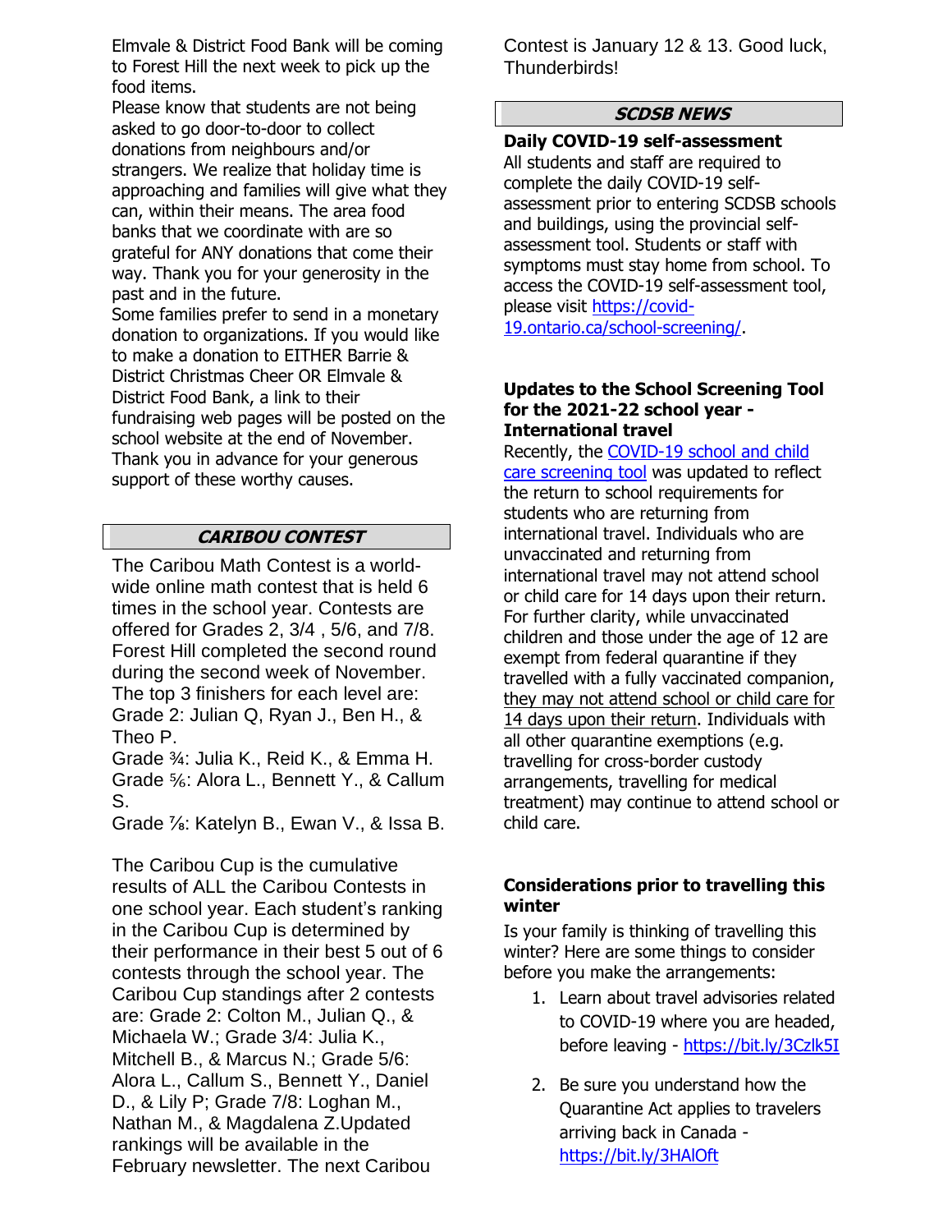Elmvale & District Food Bank will be coming to Forest Hill the next week to pick up the food items.

Please know that students are not being asked to go door-to-door to collect donations from neighbours and/or strangers. We realize that holiday time is approaching and families will give what they can, within their means. The area food banks that we coordinate with are so grateful for ANY donations that come their way. Thank you for your generosity in the past and in the future.

Some families prefer to send in a monetary donation to organizations. If you would like to make a donation to EITHER Barrie & District Christmas Cheer OR Elmvale & District Food Bank, a link to their fundraising web pages will be posted on the school website at the end of November. Thank you in advance for your generous support of these worthy causes.

## *CARIBOU CONTEST*

The Caribou Math Contest is a world-wide online math contest that is held 6 times in the school year. Contests are offered for Grades 2, 3/4 , 5/6, and 7/8. Forest Hill completed the second round during the second week of November. The top 3 finishers for each level are:

Grade 2: Julian Q, Ryan J., Ben H., & Theo P.

Grade ¾: Julia K., Reid K., & Emma H.

Grade ⅚: Alora L., Bennett Y., & Callum S.

Grade ⅞: Katelyn B., Ewan V., & Issa B.

The Caribou Cup is the cumulative results of ALL the Caribou Contests in one school year. Each student's ranking in the Caribou Cup is determined by their performance in their best 5 out of 6 contests through the school year. The Caribou Cup standings after 2 contests are: Grade 2: Colton M., Julian Q., & Michaela W.; Grade 3/4: Julia K., Mitchell B., & Marcus N.; Grade 5/6: Alora L., Callum S., Bennett Y., Daniel D., & Lily P; Grade 7/8: Loghan M., Nathan M., & Magdalena Z.Updated rankings will be available in the February newsletter. The next Caribou Contest is January 12 & 13. Good luck, Thunderbirds!

## *SCDSB NEWS*

**Daily COVID-19 self-assessment**

All students and staff are required to complete the daily COVID-19 self-assessment prior to entering SCDSB schools and buildings, using the provincial self-assessment tool. Students or staff with symptoms must stay home from school. To access the COVID-19 self-assessment tool, please visit [https://covid-19.ontario.ca/school-screening/](https://covid-19.ontario.ca/school-screening/).

**Updates to the School Screening Tool for the 2021-22 school year - International travel**

Recently, the [COVID-19 school and child care screening tool](https://covid-19.ontario.ca/school-screening/) was updated to reflect the return to school requirements for students who are returning from international travel. Individuals who are unvaccinated and returning from international travel may not attend school or child care for 14 days upon their return. For further clarity, while unvaccinated children and those under the age of 12 are exempt from federal quarantine if they travelled with a fully vaccinated companion, they may not attend school or child care for 14 days upon their return. Individuals with all other quarantine exemptions (e.g. travelling for cross-border custody arrangements, travelling for medical treatment) may continue to attend school or child care.

**Considerations prior to travelling this winter**

Is your family is thinking of travelling this winter? Here are some things to consider before you make the arrangements:

1. Learn about travel advisories related to COVID-19 where you are headed, before leaving - [https://bit.ly/3Czlk5I](https://bit.ly/3Czlk5I)
2. Be sure you understand how the Quarantine Act applies to travelers arriving back in Canada - [https://bit.ly/3HAlOft](https://bit.ly/3HAlOft)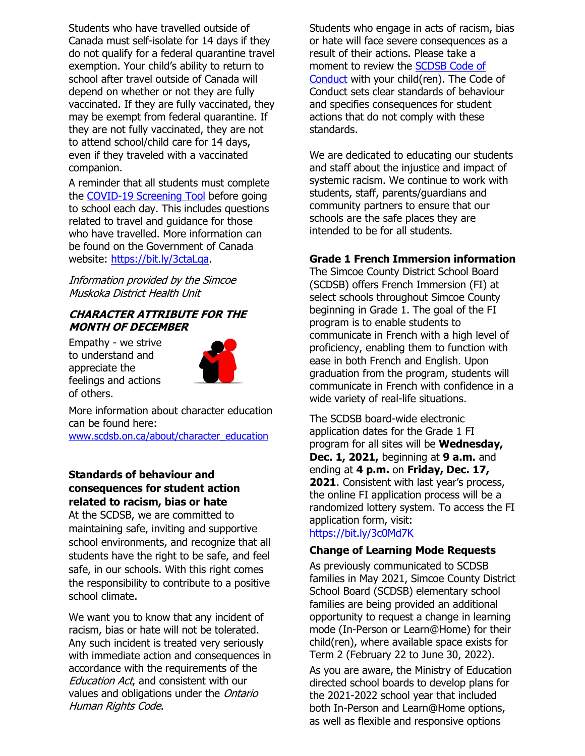Students who have travelled outside of Canada must self-isolate for 14 days if they do not qualify for a federal quarantine travel exemption. Your child's ability to return to school after travel outside of Canada will depend on whether or not they are fully vaccinated. If they are fully vaccinated, they may be exempt from federal quarantine. If they are not fully vaccinated, they are not to attend school/child care for 14 days, even if they traveled with a vaccinated companion.

A reminder that all students must complete the [COVID-19 Screening Tool](#) before going to school each day. This includes questions related to travel and guidance for those who have travelled. More information can be found on the Government of Canada website: [https://bit.ly/3ctaLqa](https://bit.ly/3ctaLqa).

*Information provided by the Simcoe Muskoka District Health Unit*

### *CHARACTER ATTRIBUTE FOR THE MONTH OF DECEMBER*

Empathy - we strive to understand and appreciate the feelings and actions of others.

More information about character education can be found here: [www.scdsb.on.ca/about/character_education](http://www.scdsb.on.ca/about/character_education)

### Standards of behaviour and consequences for student action related to racism, bias or hate

At the SCDSB, we are committed to maintaining safe, inviting and supportive school environments, and recognize that all students have the right to be safe, and feel safe, in our schools. With this right comes the responsibility to contribute to a positive school climate.

We want you to know that any incident of racism, bias or hate will not be tolerated. Any such incident is treated very seriously with immediate action and consequences in accordance with the requirements of the *Education Act*, and consistent with our values and obligations under the *Ontario Human Rights Code*.

Students who engage in acts of racism, bias or hate will face severe consequences as a result of their actions. Please take a moment to review the [SCDSB Code of Conduct](#) with your child(ren). The Code of Conduct sets clear standards of behaviour and specifies consequences for student actions that do not comply with these standards.

We are dedicated to educating our students and staff about the injustice and impact of systemic racism. We continue to work with students, staff, parents/guardians and community partners to ensure that our schools are the safe places they are intended to be for all students.

### Grade 1 French Immersion information

The Simcoe County District School Board (SCDSB) offers French Immersion (FI) at select schools throughout Simcoe County beginning in Grade 1. The goal of the FI program is to enable students to communicate in French with a high level of proficiency, enabling them to function with ease in both French and English. Upon graduation from the program, students will communicate in French with confidence in a wide variety of real-life situations.

The SCDSB board-wide electronic application dates for the Grade 1 FI program for all sites will be **Wednesday, Dec. 1, 2021,** beginning at **9 a.m.** and ending at **4 p.m.** on **Friday, Dec. 17, 2021**. Consistent with last year's process, the online FI application process will be a randomized lottery system. To access the FI application form, visit: [https://bit.ly/3c0Md7K](https://bit.ly/3c0Md7K)

### Change of Learning Mode Requests

As previously communicated to SCDSB families in May 2021, Simcoe County District School Board (SCDSB) elementary school families are being provided an additional opportunity to request a change in learning mode (In-Person or Learn@Home) for their child(ren), where available space exists for Term 2 (February 22 to June 30, 2022).

As you are aware, the Ministry of Education directed school boards to develop plans for the 2021-2022 school year that included both In-Person and Learn@Home options, as well as flexible and responsive options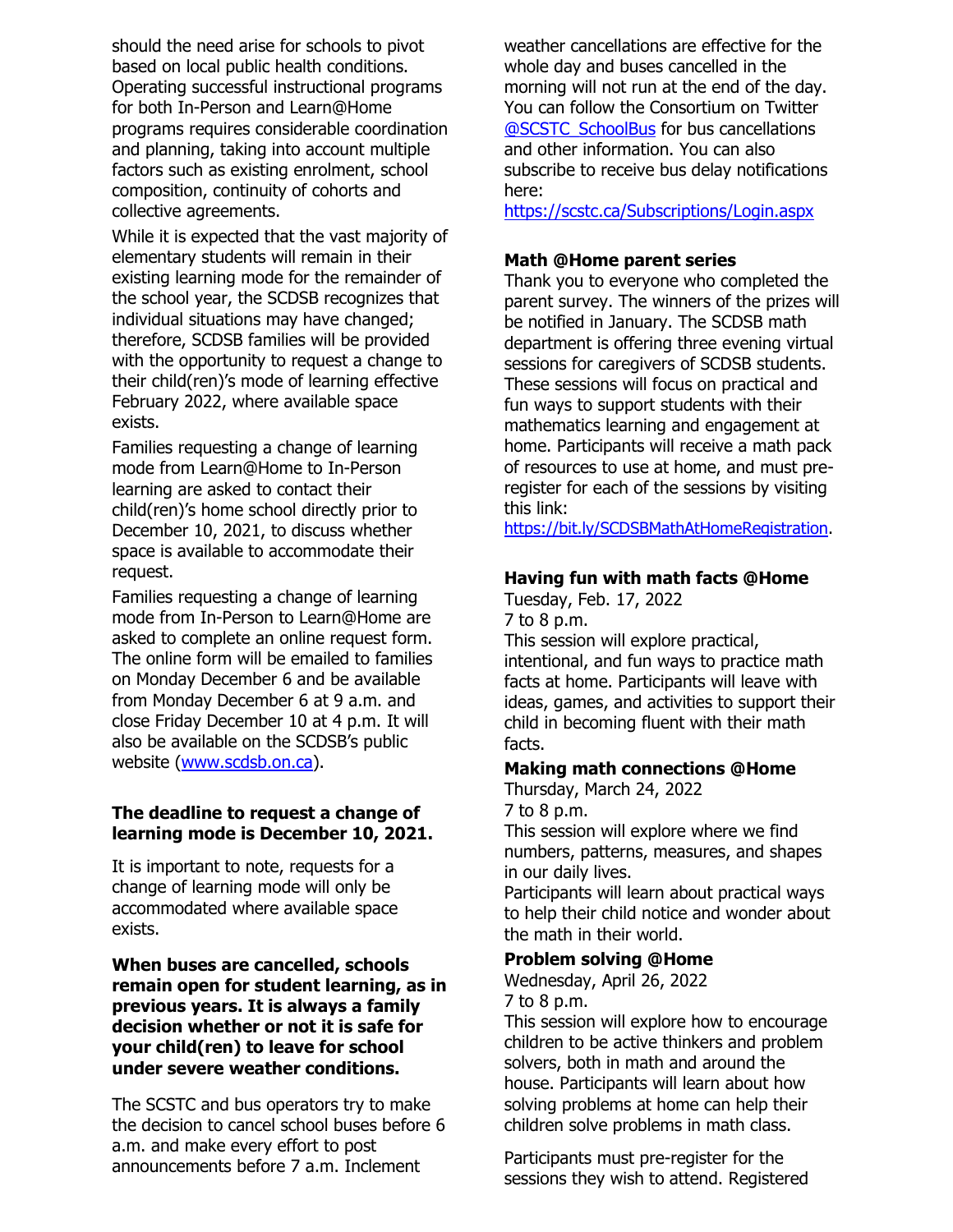should the need arise for schools to pivot based on local public health conditions. Operating successful instructional programs for both In-Person and Learn@Home programs requires considerable coordination and planning, taking into account multiple factors such as existing enrolment, school composition, continuity of cohorts and collective agreements.

While it is expected that the vast majority of elementary students will remain in their existing learning mode for the remainder of the school year, the SCDSB recognizes that individual situations may have changed; therefore, SCDSB families will be provided with the opportunity to request a change to their child(ren)'s mode of learning effective February 2022, where available space exists.

Families requesting a change of learning mode from Learn@Home to In-Person learning are asked to contact their child(ren)'s home school directly prior to December 10, 2021, to discuss whether space is available to accommodate their request.

Families requesting a change of learning mode from In-Person to Learn@Home are asked to complete an online request form. The online form will be emailed to families on Monday December 6 and be available from Monday December 6 at 9 a.m. and close Friday December 10 at 4 p.m. It will also be available on the SCDSB's public website (www.scdsb.on.ca).

**The deadline to request a change of learning mode is December 10, 2021.**

It is important to note, requests for a change of learning mode will only be accommodated where available space exists.

**When buses are cancelled, schools remain open for student learning, as in previous years. It is always a family decision whether or not it is safe for your child(ren) to leave for school under severe weather conditions.**

The SCSTC and bus operators try to make the decision to cancel school buses before 6 a.m. and make every effort to post announcements before 7 a.m. Inclement weather cancellations are effective for the whole day and buses cancelled in the morning will not run at the end of the day. You can follow the Consortium on Twitter @SCSTC_SchoolBus for bus cancellations and other information. You can also subscribe to receive bus delay notifications here: https://scstc.ca/Subscriptions/Login.aspx

**Math @Home parent series**

Thank you to everyone who completed the parent survey. The winners of the prizes will be notified in January. The SCDSB math department is offering three evening virtual sessions for caregivers of SCDSB students. These sessions will focus on practical and fun ways to support students with their mathematics learning and engagement at home. Participants will receive a math pack of resources to use at home, and must pre-register for each of the sessions by visiting this link: https://bit.ly/SCDSBMathAtHomeRegistration.

**Having fun with math facts @Home**

Tuesday, Feb. 17, 2022
7 to 8 p.m.
This session will explore practical, intentional, and fun ways to practice math facts at home. Participants will leave with ideas, games, and activities to support their child in becoming fluent with their math facts.

**Making math connections @Home**

Thursday, March 24, 2022
7 to 8 p.m.
This session will explore where we find numbers, patterns, measures, and shapes in our daily lives.
Participants will learn about practical ways to help their child notice and wonder about the math in their world.

**Problem solving @Home**

Wednesday, April 26, 2022
7 to 8 p.m.
This session will explore how to encourage children to be active thinkers and problem solvers, both in math and around the house. Participants will learn about how solving problems at home can help their children solve problems in math class.

Participants must pre-register for the sessions they wish to attend. Registered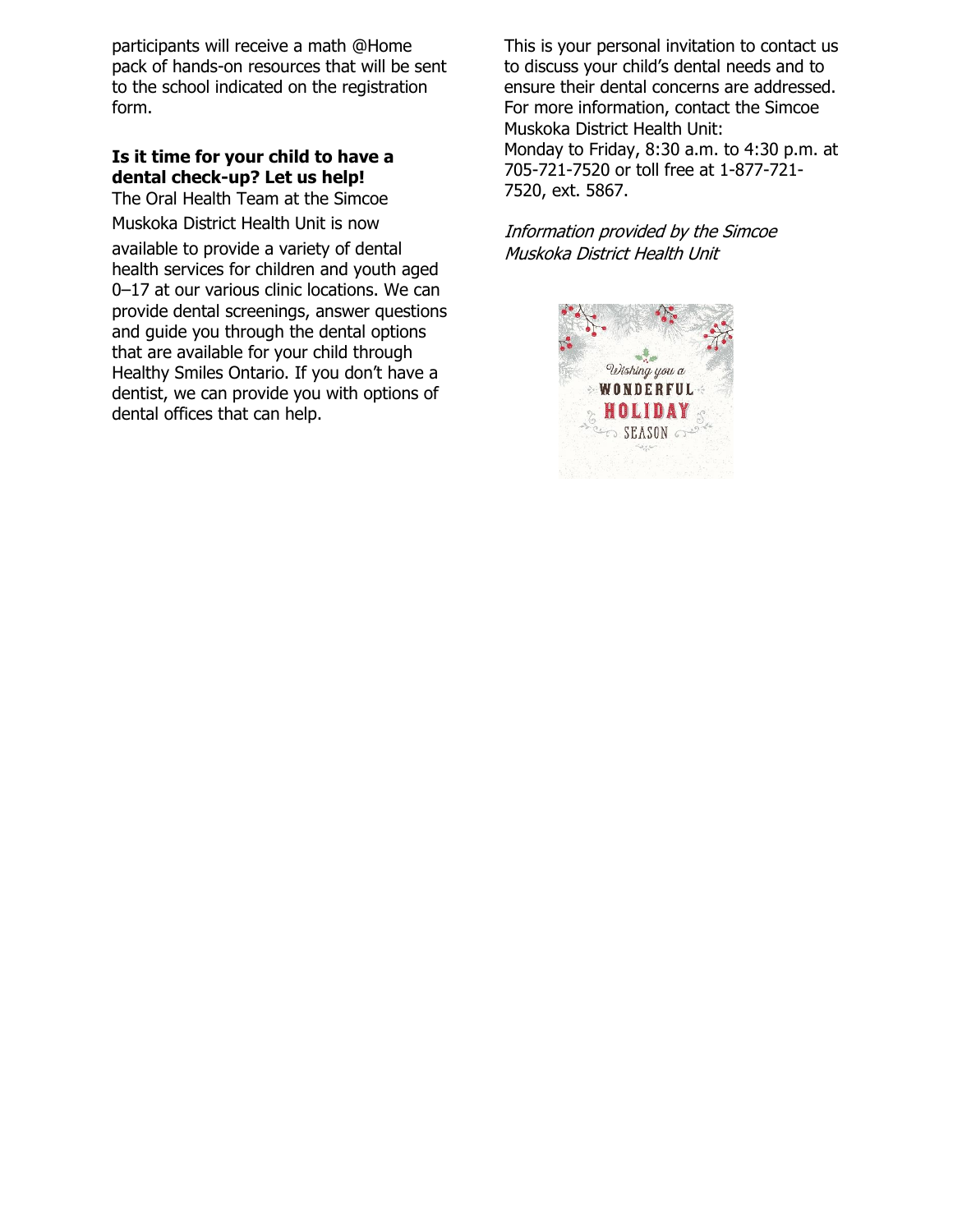participants will receive a math @Home pack of hands-on resources that will be sent to the school indicated on the registration form.

**Is it time for your child to have a dental check-up? Let us help!**

The Oral Health Team at the Simcoe Muskoka District Health Unit is now available to provide a variety of dental health services for children and youth aged 0–17 at our various clinic locations. We can provide dental screenings, answer questions and guide you through the dental options that are available for your child through Healthy Smiles Ontario. If you don't have a dentist, we can provide you with options of dental offices that can help.

This is your personal invitation to contact us to discuss your child's dental needs and to ensure their dental concerns are addressed. For more information, contact the Simcoe Muskoka District Health Unit:
Monday to Friday, 8:30 a.m. to 4:30 p.m. at 705-721-7520 or toll free at 1-877-721-7520, ext. 5867.

*Information provided by the Simcoe Muskoka District Health Unit*

Wishing you a WONDERFUL HOLIDAY SEASON